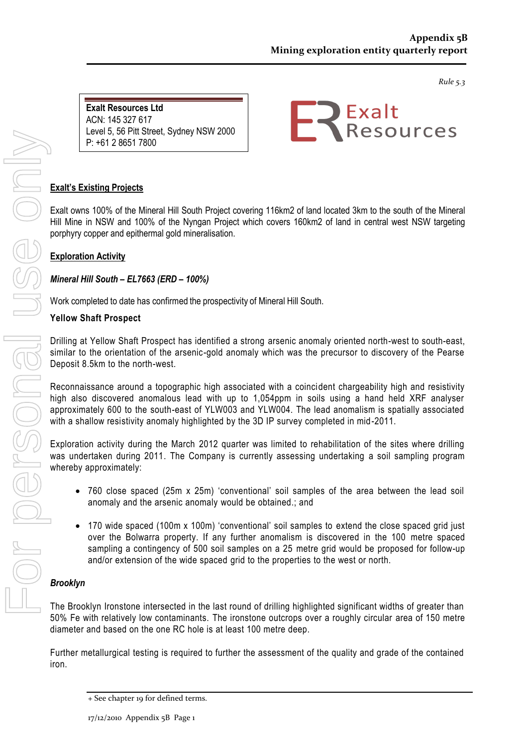# Appendix 5B
## Mining exploration entity quarterly report

*Rule 5.3*

**Exalt Resources Ltd**
ACN: 145 327 617
Level 5, 56 Pitt Street, Sydney NSW 2000
P: +61 2 8651 7800

Exalt Resources

**Exalt's Existing Projects**

Exalt owns 100% of the Mineral Hill South Project covering 116km2 of land located 3km to the south of the Mineral Hill Mine in NSW and 100% of the Nyngan Project which covers 160km2 of land in central west NSW targeting porphyry copper and epithermal gold mineralisation.

**Exploration Activity**

***Mineral Hill South – EL7663 (ERD – 100%)***

Work completed to date has confirmed the prospectivity of Mineral Hill South.

**Yellow Shaft Prospect**

Drilling at Yellow Shaft Prospect has identified a strong arsenic anomaly oriented north-west to south-east, similar to the orientation of the arsenic-gold anomaly which was the precursor to discovery of the Pearse Deposit 8.5km to the north-west.

Reconnaissance around a topographic high associated with a coincident chargeability high and resistivity high also discovered anomalous lead with up to 1,054ppm in soils using a hand held XRF analyser approximately 600 to the south-east of YLW003 and YLW004. The lead anomalism is spatially associated with a shallow resistivity anomaly highlighted by the 3D IP survey completed in mid-2011.

Exploration activity during the March 2012 quarter was limited to rehabilitation of the sites where drilling was undertaken during 2011. The Company is currently assessing undertaking a soil sampling program whereby approximately:

- 760 close spaced (25m x 25m) 'conventional' soil samples of the area between the lead soil anomaly and the arsenic anomaly would be obtained.; and
- 170 wide spaced (100m x 100m) 'conventional' soil samples to extend the close spaced grid just over the Bolwarra property. If any further anomalism is discovered in the 100 metre spaced sampling a contingency of 500 soil samples on a 25 metre grid would be proposed for follow-up and/or extension of the wide spaced grid to the properties to the west or north.

***Brooklyn***

The Brooklyn Ironstone intersected in the last round of drilling highlighted significant widths of greater than 50% Fe with relatively low contaminants. The ironstone outcrops over a roughly circular area of 150 metre diameter and based on the one RC hole is at least 100 metre deep.

Further metallurgical testing is required to further the assessment of the quality and grade of the contained iron.

+ See chapter 19 for defined terms.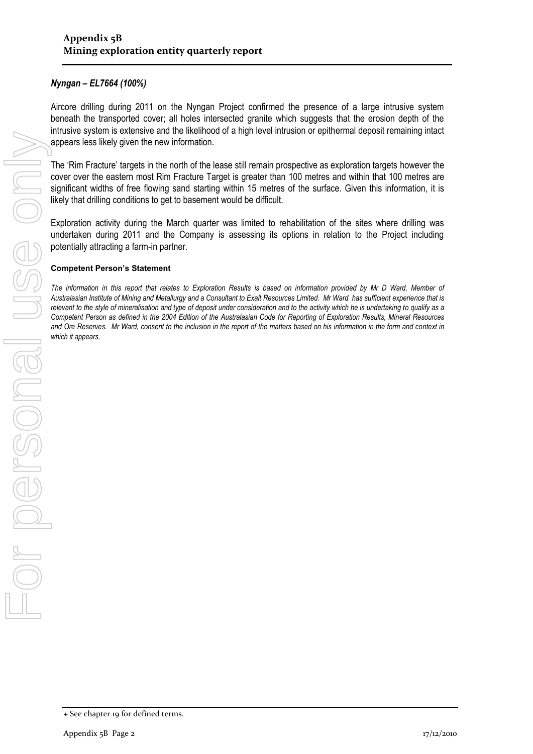### *Nyngan – EL7664 (100%)*

Aircore drilling during 2011 on the Nyngan Project confirmed the presence of a large intrusive system beneath the transported cover; all holes intersected granite which suggests that the erosion depth of the intrusive system is extensive and the likelihood of a high level intrusion or epithermal deposit remaining intact appears less likely given the new information.

The 'Rim Fracture' targets in the north of the lease still remain prospective as exploration targets however the cover over the eastern most Rim Fracture Target is greater than 100 metres and within that 100 metres are significant widths of free flowing sand starting within 15 metres of the surface. Given this information, it is likely that drilling conditions to get to basement would be difficult.

Exploration activity during the March quarter was limited to rehabilitation of the sites where drilling was undertaken during 2011 and the Company is assessing its options in relation to the Project including potentially attracting a farm-in partner.

**Competent Person's Statement**

*The information in this report that relates to Exploration Results is based on information provided by Mr D Ward, Member of Australasian Institute of Mining and Metallurgy and a Consultant to Exalt Resources Limited. Mr Ward has sufficient experience that is relevant to the style of mineralisation and type of deposit under consideration and to the activity which he is undertaking to qualify as a Competent Person as defined in the 2004 Edition of the Australasian Code for Reporting of Exploration Results, Mineral Resources and Ore Reserves. Mr Ward, consent to the inclusion in the report of the matters based on his information in the form and context in which it appears.*

+ See chapter 19 for defined terms.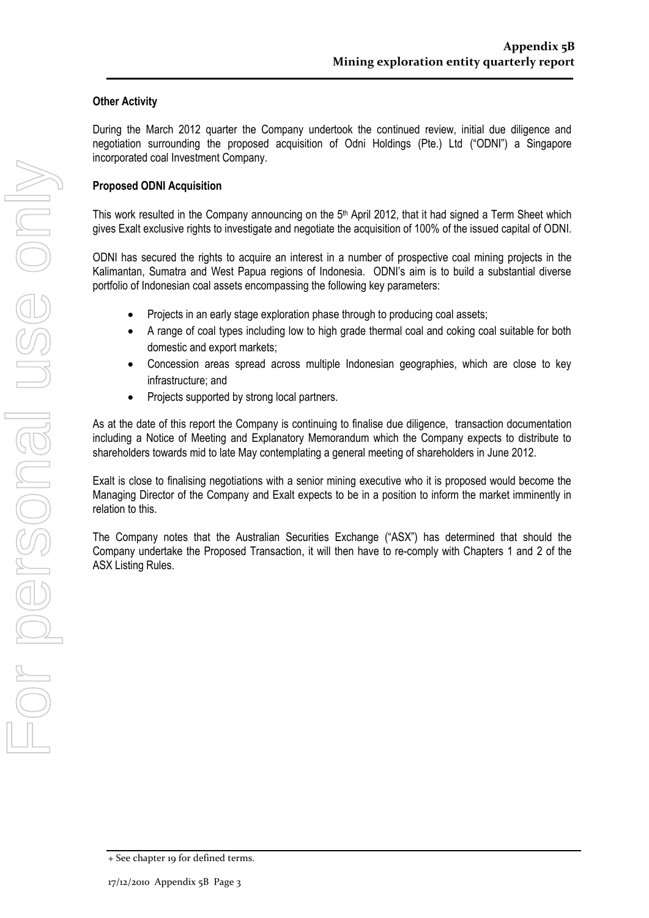**Other Activity**

During the March 2012 quarter the Company undertook the continued review, initial due diligence and negotiation surrounding the proposed acquisition of Odni Holdings (Pte.) Ltd ("ODNI") a Singapore incorporated coal Investment Company.

**Proposed ODNI Acquisition**

This work resulted in the Company announcing on the 5th April 2012, that it had signed a Term Sheet which gives Exalt exclusive rights to investigate and negotiate the acquisition of 100% of the issued capital of ODNI.

ODNI has secured the rights to acquire an interest in a number of prospective coal mining projects in the Kalimantan, Sumatra and West Papua regions of Indonesia. ODNI's aim is to build a substantial diverse portfolio of Indonesian coal assets encompassing the following key parameters:

- Projects in an early stage exploration phase through to producing coal assets;
- A range of coal types including low to high grade thermal coal and coking coal suitable for both domestic and export markets;
- Concession areas spread across multiple Indonesian geographies, which are close to key infrastructure; and
- Projects supported by strong local partners.

As at the date of this report the Company is continuing to finalise due diligence, transaction documentation including a Notice of Meeting and Explanatory Memorandum which the Company expects to distribute to shareholders towards mid to late May contemplating a general meeting of shareholders in June 2012.

Exalt is close to finalising negotiations with a senior mining executive who it is proposed would become the Managing Director of the Company and Exalt expects to be in a position to inform the market imminently in relation to this.

The Company notes that the Australian Securities Exchange ("ASX") has determined that should the Company undertake the Proposed Transaction, it will then have to re-comply with Chapters 1 and 2 of the ASX Listing Rules.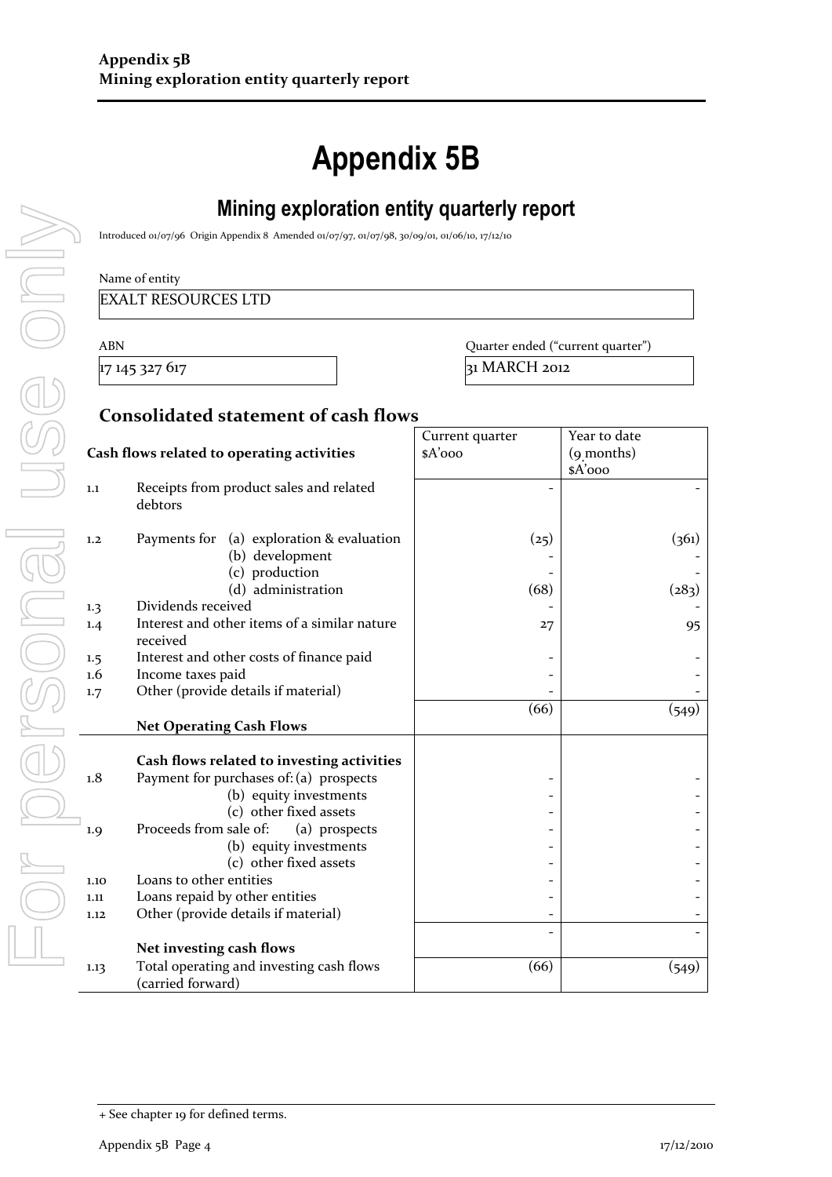# Appendix 5B

## Mining exploration entity quarterly report

Introduced 01/07/96 Origin Appendix 8 Amended 01/07/97, 01/07/98, 30/09/01, 01/06/10, 17/12/10

Name of entity

EXALT RESOURCES LTD

| ABN | Quarter ended ("current quarter") |
|---|---|
| 17 145 327 617 | 31 MARCH 2012 |

### Consolidated statement of cash flows

| | Cash flows related to operating activities | Current quarter $A'000 | Year to date (9 months) $A'000 |
|---|---|---|---|
| 1.1 | Receipts from product sales and related debtors | - | - |
| 1.2 | Payments for (a) exploration & evaluation | (25) | (361) |
| | (b) development | - | - |
| | (c) production | - | - |
| | (d) administration | (68) | (283) |
| 1.3 | Dividends received | - | - |
| 1.4 | Interest and other items of a similar nature received | 27 | 95 |
| 1.5 | Interest and other costs of finance paid | - | - |
| 1.6 | Income taxes paid | - | - |
| 1.7 | Other (provide details if material) | - | - |
| | **Net Operating Cash Flows** | (66) | (549) |
| | **Cash flows related to investing activities** | | |
| 1.8 | Payment for purchases of: (a) prospects | - | - |
| | (b) equity investments | - | - |
| | (c) other fixed assets | - | - |
| 1.9 | Proceeds from sale of: (a) prospects | - | - |
| | (b) equity investments | - | - |
| | (c) other fixed assets | - | - |
| 1.10 | Loans to other entities | - | - |
| 1.11 | Loans repaid by other entities | - | - |
| 1.12 | Other (provide details if material) | - | - |
| | **Net investing cash flows** | - | - |
| 1.13 | Total operating and investing cash flows (carried forward) | (66) | (549) |

+ See chapter 19 for defined terms.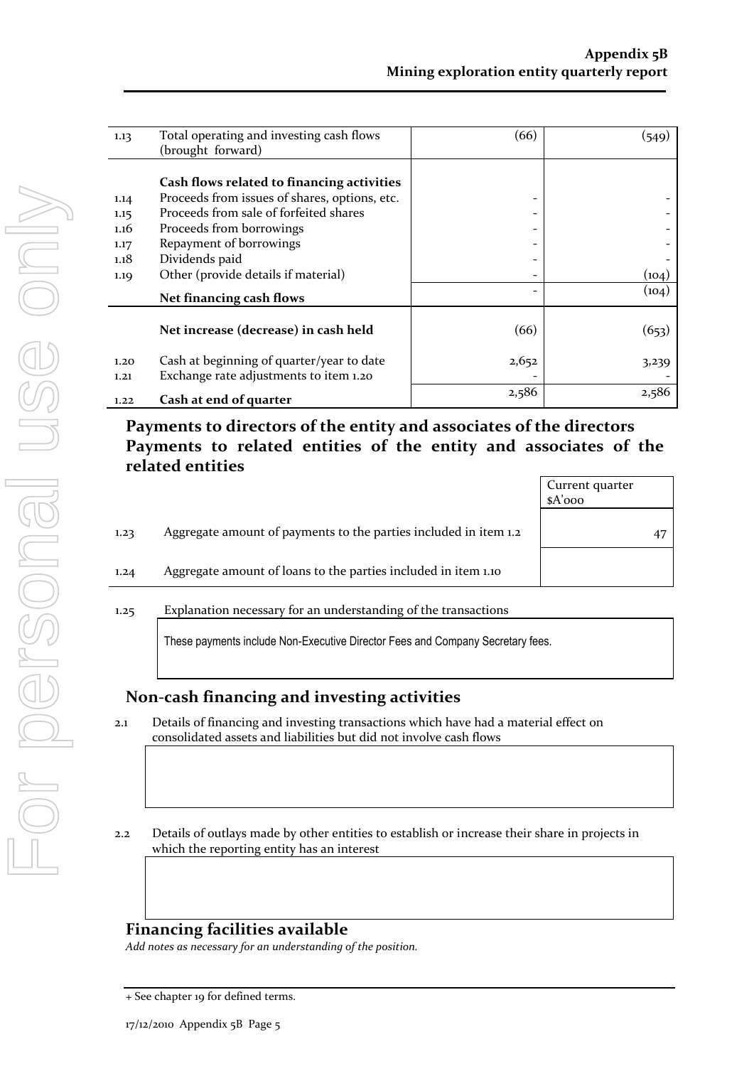| | | | |
|---|---|---|---|
| 1.13 | Total operating and investing cash flows (brought forward) | (66) | (549) |
| | **Cash flows related to financing activities** | | |
| 1.14 | Proceeds from issues of shares, options, etc. | - | - |
| 1.15 | Proceeds from sale of forfeited shares | - | - |
| 1.16 | Proceeds from borrowings | - | - |
| 1.17 | Repayment of borrowings | - | - |
| 1.18 | Dividends paid | - | - |
| 1.19 | Other (provide details if material) | - | (104) |
| | **Net financing cash flows** | - | (104) |
| | **Net increase (decrease) in cash held** | (66) | (653) |
| 1.20 | Cash at beginning of quarter/year to date | 2,652 | 3,239 |
| 1.21 | Exchange rate adjustments to item 1.20 | - | - |
| 1.22 | **Cash at end of quarter** | 2,586 | 2,586 |

## Payments to directors of the entity and associates of the directors Payments to related entities of the entity and associates of the related entities

| | | Current quarter $A'000 |
|---|---|---|
| 1.23 | Aggregate amount of payments to the parties included in item 1.2 | 47 |
| 1.24 | Aggregate amount of loans to the parties included in item 1.10 | |

1.25 Explanation necessary for an understanding of the transactions

These payments include Non-Executive Director Fees and Company Secretary fees.

## Non-cash financing and investing activities

2.1 Details of financing and investing transactions which have had a material effect on consolidated assets and liabilities but did not involve cash flows

2.2 Details of outlays made by other entities to establish or increase their share in projects in which the reporting entity has an interest

## Financing facilities available

*Add notes as necessary for an understanding of the position.*

+ See chapter 19 for defined terms.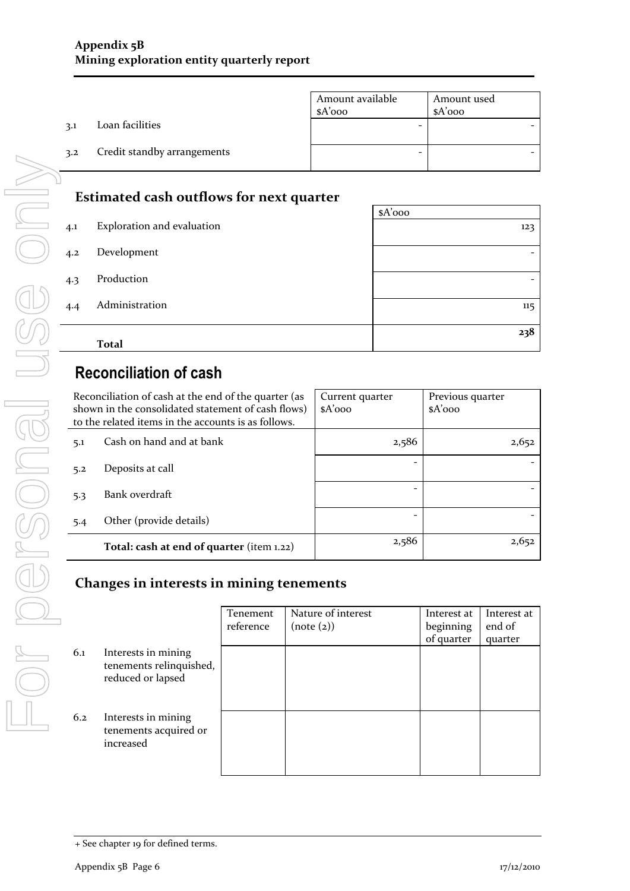| | | Amount available $A'000 | Amount used $A'000 |
|---|---|---|---|
| 3.1 | Loan facilities | - | - |
| 3.2 | Credit standby arrangements | - | - |

## Estimated cash outflows for next quarter

| | | $A'000 |
|---|---|---|
| 4.1 | Exploration and evaluation | 123 |
| 4.2 | Development | - |
| 4.3 | Production | - |
| 4.4 | Administration | 115 |
| | **Total** | **238** |

# Reconciliation of cash

| Reconciliation of cash at the end of the quarter (as shown in the consolidated statement of cash flows) to the related items in the accounts is as follows. | | Current quarter $A'000 | Previous quarter $A'000 |
|---|---|---|---|
| 5.1 | Cash on hand and at bank | 2,586 | 2,652 |
| 5.2 | Deposits at call | - | - |
| 5.3 | Bank overdraft | - | - |
| 5.4 | Other (provide details) | - | - |
| | **Total: cash at end of quarter** (item 1.22) | 2,586 | 2,652 |

## Changes in interests in mining tenements

| | | Tenement reference | Nature of interest (note (2)) | Interest at beginning of quarter | Interest at end of quarter |
|---|---|---|---|---|---|
| 6.1 | Interests in mining tenements relinquished, reduced or lapsed | | | | |
| 6.2 | Interests in mining tenements acquired or increased | | | | |

+ See chapter 19 for defined terms.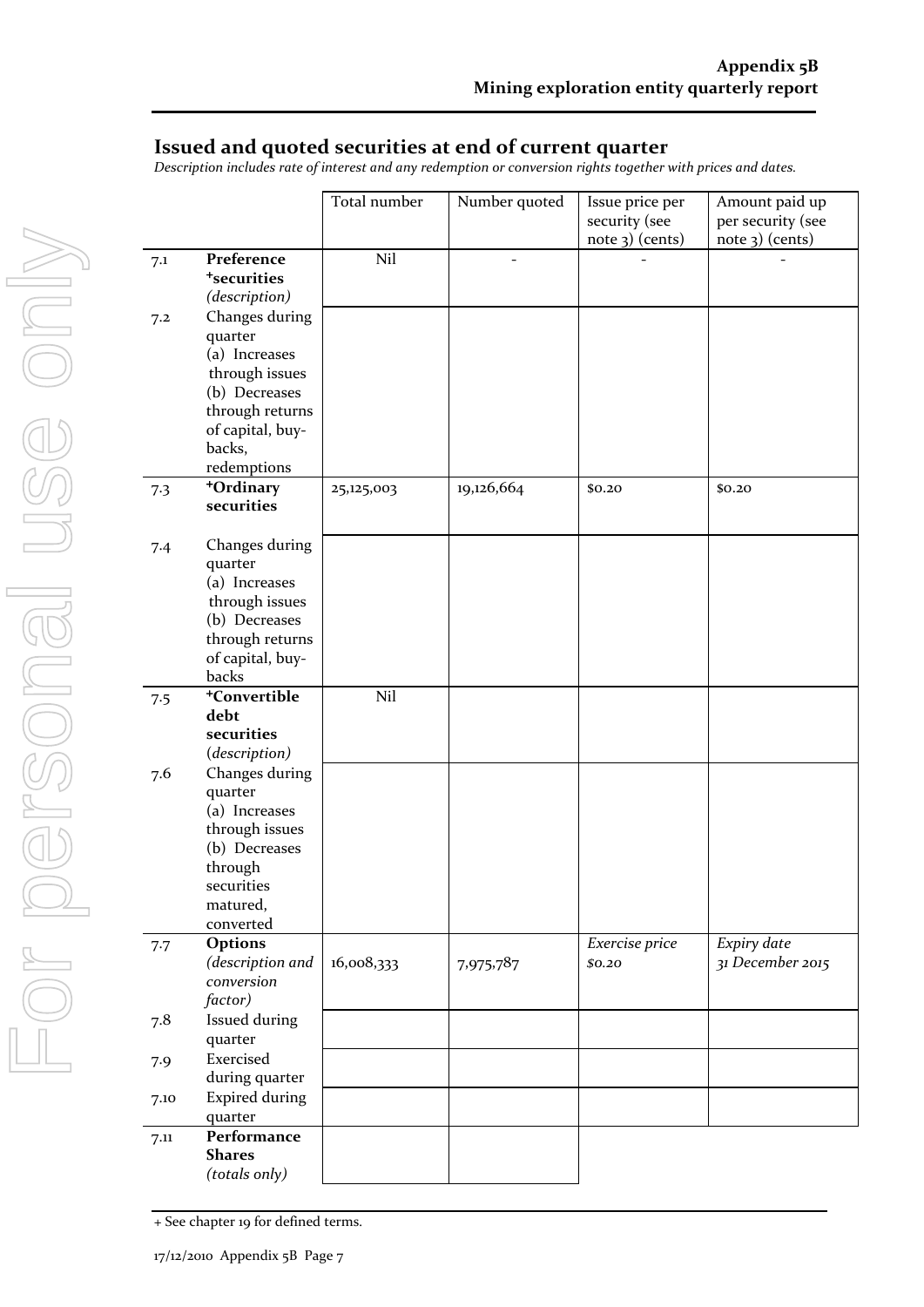## Issued and quoted securities at end of current quarter

*Description includes rate of interest and any redemption or conversion rights together with prices and dates.*

| | | Total number | Number quoted | Issue price per security (see note 3) (cents) | Amount paid up per security (see note 3) (cents) |
|---|---|---|---|---|---|
| 7.1 | **Preference ⁺securities** *(description)* | Nil | - | - | - |
| 7.2 | Changes during quarter (a) Increases through issues (b) Decreases through returns of capital, buy-backs, redemptions | | | | |
| 7.3 | **⁺Ordinary securities** | 25,125,003 | 19,126,664 | $0.20 | $0.20 |
| 7.4 | Changes during quarter (a) Increases through issues (b) Decreases through returns of capital, buy-backs | | | | |
| 7.5 | **⁺Convertible debt securities** *(description)* | Nil | | | |
| 7.6 | Changes during quarter (a) Increases through issues (b) Decreases through securities matured, converted | | | | |
| 7.7 | **Options** *(description and conversion factor)* | 16,008,333 | 7,975,787 | *Exercise price* *$0.20* | *Expiry date* *31 December 2015* |
| 7.8 | Issued during quarter | | | | |
| 7.9 | Exercised during quarter | | | | |
| 7.10 | Expired during quarter | | | | |
| 7.11 | **Performance Shares** *(totals only)* | | | | |

+ See chapter 19 for defined terms.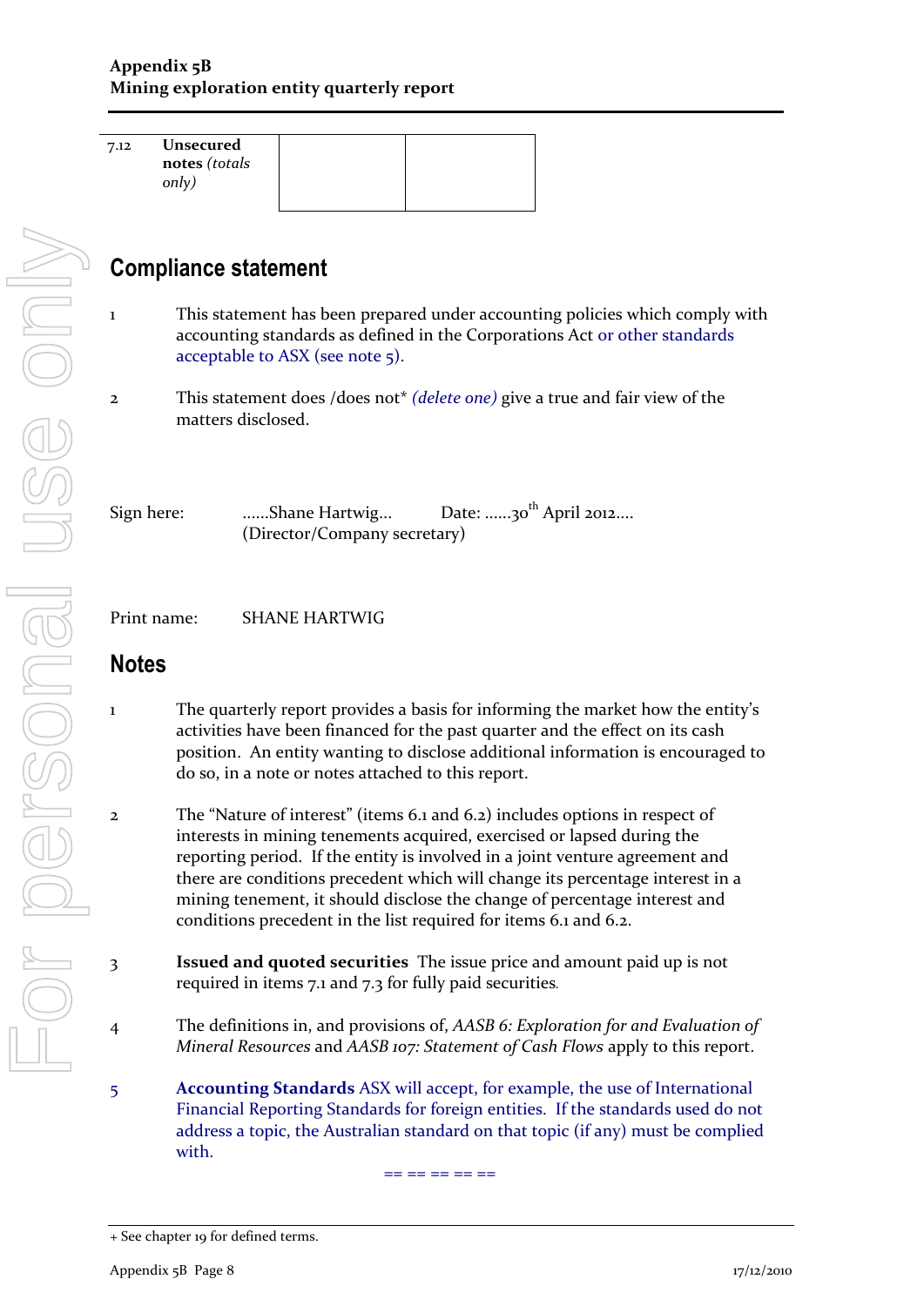| | | | |
|---|---|---|---|
| 7.12 | **Unsecured notes** *(totals only)* | | |

## Compliance statement

1 This statement has been prepared under accounting policies which comply with accounting standards as defined in the Corporations Act or other standards acceptable to ASX (see note 5).

2 This statement does /does not* *(delete one)* give a true and fair view of the matters disclosed.

Sign here: ......Shane Hartwig... (Director/Company secretary) Date: ......30th April 2012....

Print name: SHANE HARTWIG

## Notes

1 The quarterly report provides a basis for informing the market how the entity's activities have been financed for the past quarter and the effect on its cash position. An entity wanting to disclose additional information is encouraged to do so, in a note or notes attached to this report.

2 The "Nature of interest" (items 6.1 and 6.2) includes options in respect of interests in mining tenements acquired, exercised or lapsed during the reporting period. If the entity is involved in a joint venture agreement and there are conditions precedent which will change its percentage interest in a mining tenement, it should disclose the change of percentage interest and conditions precedent in the list required for items 6.1 and 6.2.

3 **Issued and quoted securities** The issue price and amount paid up is not required in items 7.1 and 7.3 for fully paid securities.

4 The definitions in, and provisions of, *AASB 6: Exploration for and Evaluation of Mineral Resources* and *AASB 107: Statement of Cash Flows* apply to this report.

5 **Accounting Standards** ASX will accept, for example, the use of International Financial Reporting Standards for foreign entities. If the standards used do not address a topic, the Australian standard on that topic (if any) must be complied with.

== == == == ==

+ See chapter 19 for defined terms.